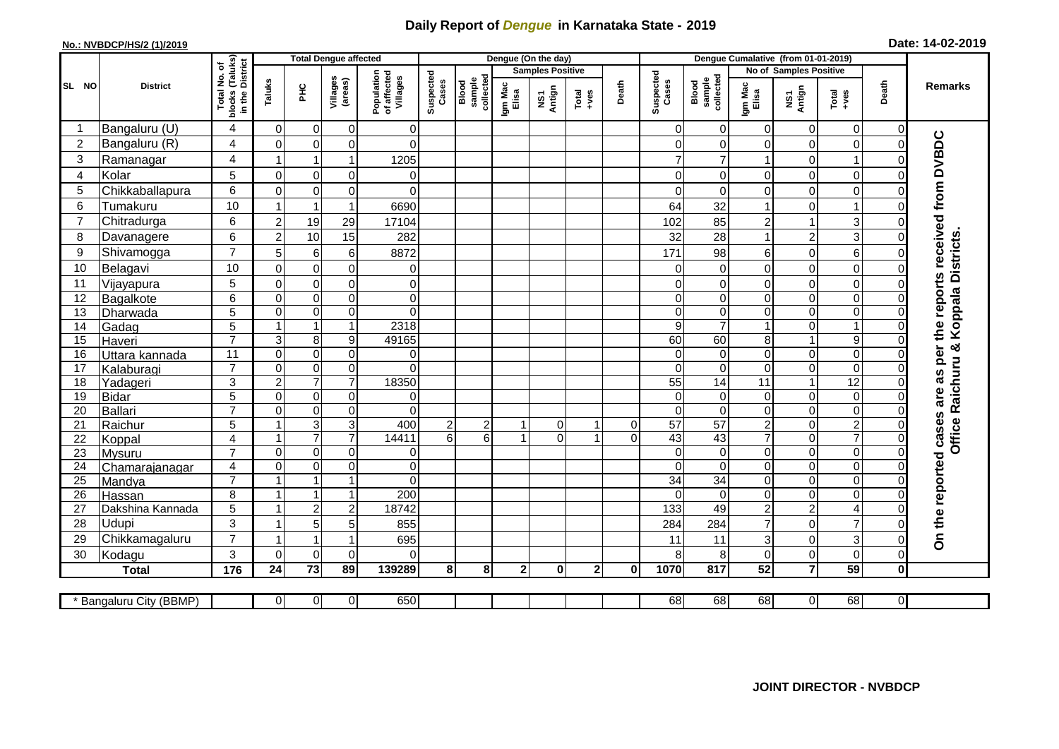# Daily Report of *Dengue* in Karnataka State - 2019

**No.: NVBDCP/HS/2 (1)/2019**

**Date: 14-02-2019**

| SL NO | District | Total No. of blocks (Taluks) in the District | Total Dengue affected | | | | Dengue (On the day) | | | | | | Dengue Cumalative (from 01-01-2019) | | | | | | Remarks |
|---|---|---|---|---|---|---|---|---|---|---|---|---|---|---|---|---|---|---|---|
| | | | Taluks | PHC | Villages (areas) | Population of affected Villages | Suspected Cases | Blood sample collected | Samples Positive | | | Death | Suspected Cases | Blood sample collected | No of Samples Positive | | | Death | |
| | | | | | | | | | Igm Mac Elisa | NS1 Antign | Total +ves | | | | Igm Mac Elisa | NS1 Antign | Total +ves | | |
| 1 | Bangaluru (U) | 4 | 0 | 0 | 0 | 0 | | | | | | | 0 | 0 | 0 | 0 | 0 | 0 | On the reported cases are as per the reports received from DVBDC Office Raichuru & Koppala Districts. |
| 2 | Bangaluru (R) | 4 | 0 | 0 | 0 | 0 | | | | | | | 0 | 0 | 0 | 0 | 0 | 0 | |
| 3 | Ramanagar | 4 | 1 | 1 | 1 | 1205 | | | | | | | 7 | 7 | 1 | 0 | 1 | 0 | |
| 4 | Kolar | 5 | 0 | 0 | 0 | 0 | | | | | | | 0 | 0 | 0 | 0 | 0 | 0 | |
| 5 | Chikkaballapura | 6 | 0 | 0 | 0 | 0 | | | | | | | 0 | 0 | 0 | 0 | 0 | 0 | |
| 6 | Tumakuru | 10 | 1 | 1 | 1 | 6690 | | | | | | | 64 | 32 | 1 | 0 | 1 | 0 | |
| 7 | Chitradurga | 6 | 2 | 19 | 29 | 17104 | | | | | | | 102 | 85 | 2 | 1 | 3 | 0 | |
| 8 | Davanagere | 6 | 2 | 10 | 15 | 282 | | | | | | | 32 | 28 | 1 | 2 | 3 | 0 | |
| 9 | Shivamogga | 7 | 5 | 6 | 6 | 8872 | | | | | | | 171 | 98 | 6 | 0 | 6 | 0 | |
| 10 | Belagavi | 10 | 0 | 0 | 0 | 0 | | | | | | | 0 | 0 | 0 | 0 | 0 | 0 | |
| 11 | Vijayapura | 5 | 0 | 0 | 0 | 0 | | | | | | | 0 | 0 | 0 | 0 | 0 | 0 | |
| 12 | Bagalkote | 6 | 0 | 0 | 0 | 0 | | | | | | | 0 | 0 | 0 | 0 | 0 | 0 | |
| 13 | Dharwada | 5 | 0 | 0 | 0 | 0 | | | | | | | 0 | 0 | 0 | 0 | 0 | 0 | |
| 14 | Gadag | 5 | 1 | 1 | 1 | 2318 | | | | | | | 9 | 7 | 1 | 0 | 1 | 0 | |
| 15 | Haveri | 7 | 3 | 8 | 9 | 49165 | | | | | | | 60 | 60 | 8 | 1 | 9 | 0 | |
| 16 | Uttara kannada | 11 | 0 | 0 | 0 | 0 | | | | | | | 0 | 0 | 0 | 0 | 0 | 0 | |
| 17 | Kalaburagi | 7 | 0 | 0 | 0 | 0 | | | | | | | 0 | 0 | 0 | 0 | 0 | 0 | |
| 18 | Yadageri | 3 | 2 | 7 | 7 | 18350 | | | | | | | 55 | 14 | 11 | 1 | 12 | 0 | |
| 19 | Bidar | 5 | 0 | 0 | 0 | 0 | | | | | | | 0 | 0 | 0 | 0 | 0 | 0 | |
| 20 | Ballari | 7 | 0 | 0 | 0 | 0 | | | | | | | 0 | 0 | 0 | 0 | 0 | 0 | |
| 21 | Raichur | 5 | 1 | 3 | 3 | 400 | 2 | 2 | 1 | 0 | 1 | 0 | 57 | 57 | 2 | 0 | 2 | 0 | |
| 22 | Koppal | 4 | 1 | 7 | 7 | 14411 | 6 | 6 | 1 | 0 | 1 | 0 | 43 | 43 | 7 | 0 | 7 | 0 | |
| 23 | Mysuru | 7 | 0 | 0 | 0 | 0 | | | | | | | 0 | 0 | 0 | 0 | 0 | 0 | |
| 24 | Chamarajanagar | 4 | 0 | 0 | 0 | 0 | | | | | | | 0 | 0 | 0 | 0 | 0 | 0 | |
| 25 | Mandya | 7 | 1 | 1 | 1 | 0 | | | | | | | 34 | 34 | 0 | 0 | 0 | 0 | |
| 26 | Hassan | 8 | 1 | 1 | 1 | 200 | | | | | | | 0 | 0 | 0 | 0 | 0 | 0 | |
| 27 | Dakshina Kannada | 5 | 1 | 2 | 2 | 18742 | | | | | | | 133 | 49 | 2 | 2 | 4 | 0 | |
| 28 | Udupi | 3 | 1 | 5 | 5 | 855 | | | | | | | 284 | 284 | 7 | 0 | 7 | 0 | |
| 29 | Chikkamagaluru | 7 | 1 | 1 | 1 | 695 | | | | | | | 11 | 11 | 3 | 0 | 3 | 0 | |
| 30 | Kodagu | 3 | 0 | 0 | 0 | 0 | | | | | | | 8 | 8 | 0 | 0 | 0 | 0 | |
| **Total** | | **176** | **24** | **73** | **89** | **139289** | **8** | **8** | **2** | **0** | **2** | **0** | **1070** | **817** | **52** | **7** | **59** | **0** | |

| * Bangaluru City (BBMP) | | 0 | 0 | 0 | 650 | | | | | | | 68 | 68 | 68 | 0 | 68 | 0 |
|---|---|---|---|---|---|---|---|---|---|---|---|---|---|---|---|---|---|

**JOINT DIRECTOR - NVBDCP**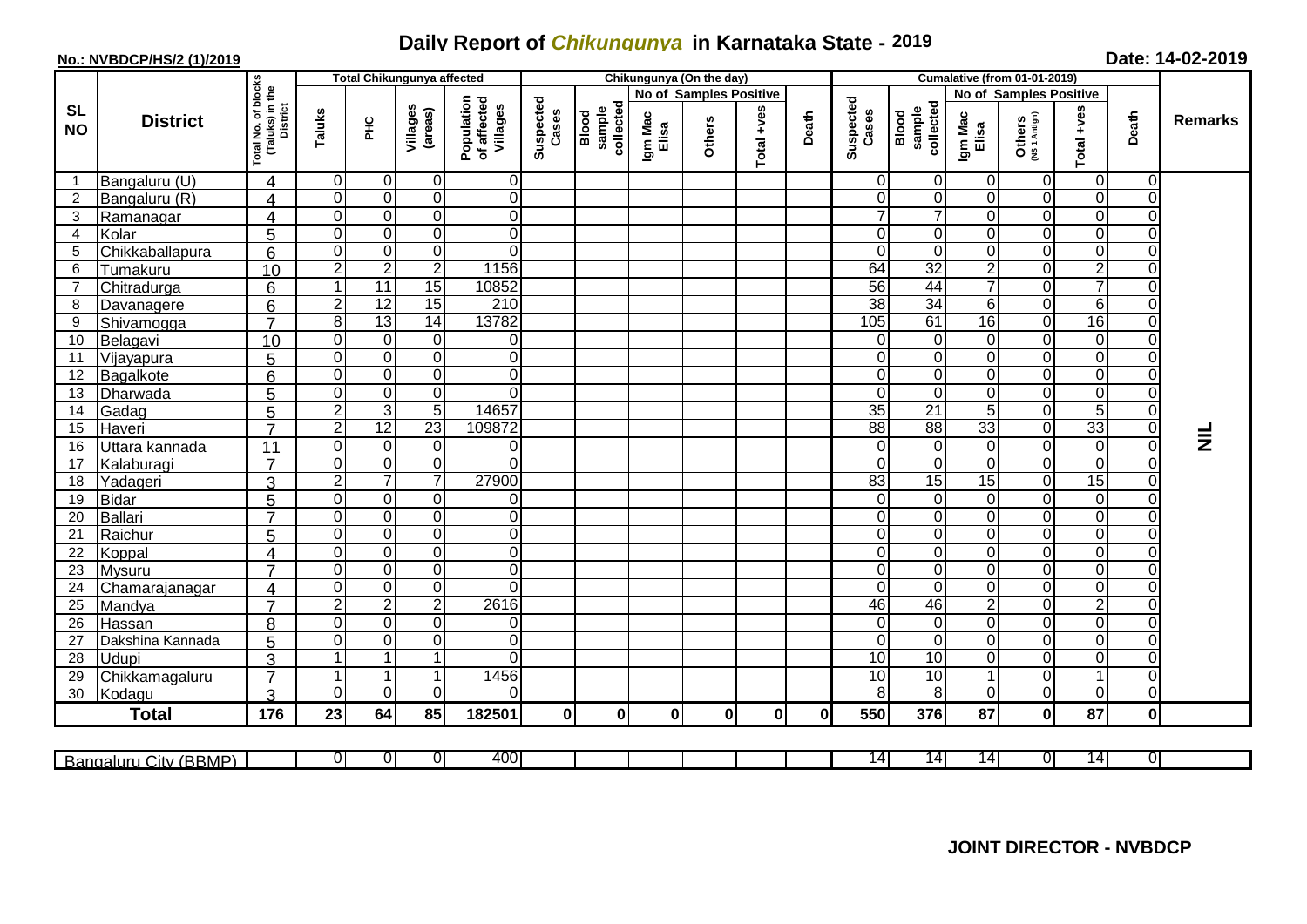# Daily Report of *Chikungunya* in Karnataka State - 2019

**No.: NVBDCP/HS/2 (1)/2019** **Date: 14-02-2019**

| SL NO | District | Total No. of blocks (Taluks) in the District | Total Chikungunya affected | | | | Chikungunya (On the day) | | | | | | | Cumalative (from 01-01-2019) | | | | | | | Remarks |
|---|---|---|---|---|---|---|---|---|---|---|---|---|---|---|---|---|---|---|---|---|---|
| | | | Taluks | PHC | Villages (areas) | Population of affected Villages | Suspected Cases | Blood sample collected | No of Samples Positive | | | Death | | Suspected Cases | Blood sample collected | No of Samples Positive | | | Death | | |
| | | | | | | | | | Igm Mac Elisa | Others | Total +ves | | | | | Igm Mac Elisa | Others (NS1 Antign) | Total +ves | | | |
| 1 | Bangaluru (U) | 4 | 0 | 0 | 0 | 0 | | | | | | | | 0 | 0 | 0 | 0 | 0 | 0 | | NIL |
| 2 | Bangaluru (R) | 4 | 0 | 0 | 0 | 0 | | | | | | | | 0 | 0 | 0 | 0 | 0 | 0 | | |
| 3 | Ramanagar | 4 | 0 | 0 | 0 | 0 | | | | | | | | 7 | 7 | 0 | 0 | 0 | 0 | | |
| 4 | Kolar | 5 | 0 | 0 | 0 | 0 | | | | | | | | 0 | 0 | 0 | 0 | 0 | 0 | | |
| 5 | Chikkaballapura | 6 | 0 | 0 | 0 | 0 | | | | | | | | 0 | 0 | 0 | 0 | 0 | 0 | | |
| 6 | Tumakuru | 10 | 2 | 2 | 2 | 1156 | | | | | | | | 64 | 32 | 2 | 0 | 2 | 0 | | |
| 7 | Chitradurga | 6 | 1 | 11 | 15 | 10852 | | | | | | | | 56 | 44 | 7 | 0 | 7 | 0 | | |
| 8 | Davanagere | 6 | 2 | 12 | 15 | 210 | | | | | | | | 38 | 34 | 6 | 0 | 6 | 0 | | |
| 9 | Shivamogga | 7 | 8 | 13 | 14 | 13782 | | | | | | | | 105 | 61 | 16 | 0 | 16 | 0 | | |
| 10 | Belagavi | 10 | 0 | 0 | 0 | 0 | | | | | | | | 0 | 0 | 0 | 0 | 0 | 0 | | |
| 11 | Vijayapura | 5 | 0 | 0 | 0 | 0 | | | | | | | | 0 | 0 | 0 | 0 | 0 | 0 | | |
| 12 | Bagalkote | 6 | 0 | 0 | 0 | 0 | | | | | | | | 0 | 0 | 0 | 0 | 0 | 0 | | |
| 13 | Dharwada | 5 | 0 | 0 | 0 | 0 | | | | | | | | 0 | 0 | 0 | 0 | 0 | 0 | | |
| 14 | Gadag | 5 | 2 | 3 | 5 | 14657 | | | | | | | | 35 | 21 | 5 | 0 | 5 | 0 | | |
| 15 | Haveri | 7 | 2 | 12 | 23 | 109872 | | | | | | | | 88 | 88 | 33 | 0 | 33 | 0 | | |
| 16 | Uttara kannada | 11 | 0 | 0 | 0 | 0 | | | | | | | | 0 | 0 | 0 | 0 | 0 | 0 | | |
| 17 | Kalaburagi | 7 | 0 | 0 | 0 | 0 | | | | | | | | 0 | 0 | 0 | 0 | 0 | 0 | | |
| 18 | Yadageri | 3 | 2 | 7 | 7 | 27900 | | | | | | | | 83 | 15 | 15 | 0 | 15 | 0 | | |
| 19 | Bidar | 5 | 0 | 0 | 0 | 0 | | | | | | | | 0 | 0 | 0 | 0 | 0 | 0 | | |
| 20 | Ballari | 7 | 0 | 0 | 0 | 0 | | | | | | | | 0 | 0 | 0 | 0 | 0 | 0 | | |
| 21 | Raichur | 5 | 0 | 0 | 0 | 0 | | | | | | | | 0 | 0 | 0 | 0 | 0 | 0 | | |
| 22 | Koppal | 4 | 0 | 0 | 0 | 0 | | | | | | | | 0 | 0 | 0 | 0 | 0 | 0 | | |
| 23 | Mysuru | 7 | 0 | 0 | 0 | 0 | | | | | | | | 0 | 0 | 0 | 0 | 0 | 0 | | |
| 24 | Chamarajanagar | 4 | 0 | 0 | 0 | 0 | | | | | | | | 0 | 0 | 0 | 0 | 0 | 0 | | |
| 25 | Mandya | 7 | 2 | 2 | 2 | 2616 | | | | | | | | 46 | 46 | 2 | 0 | 2 | 0 | | |
| 26 | Hassan | 8 | 0 | 0 | 0 | 0 | | | | | | | | 0 | 0 | 0 | 0 | 0 | 0 | | |
| 27 | Dakshina Kannada | 5 | 0 | 0 | 0 | 0 | | | | | | | | 0 | 0 | 0 | 0 | 0 | 0 | | |
| 28 | Udupi | 3 | 1 | 1 | 1 | 0 | | | | | | | | 10 | 10 | 0 | 0 | 0 | 0 | | |
| 29 | Chikkamagaluru | 7 | 1 | 1 | 1 | 1456 | | | | | | | | 10 | 10 | 1 | 0 | 1 | 0 | | |
| 30 | Kodagu | 3 | 0 | 0 | 0 | 0 | | | | | | | | 8 | 8 | 0 | 0 | 0 | 0 | | |
| | **Total** | **176** | **23** | **64** | **85** | **182501** | **0** | **0** | **0** | **0** | **0** | **0** | | **550** | **376** | **87** | **0** | **87** | **0** | | |

| | | | | | | | | | | | | | | | | | | |
|---|---|---|---|---|---|---|---|---|---|---|---|---|---|---|---|---|---|---|
| Bangaluru City (BBMP) | | 0 | 0 | 0 | 400 | | | | | | | 14 | 14 | 14 | 0 | 14 | 0 | |

**JOINT DIRECTOR - NVBDCP**